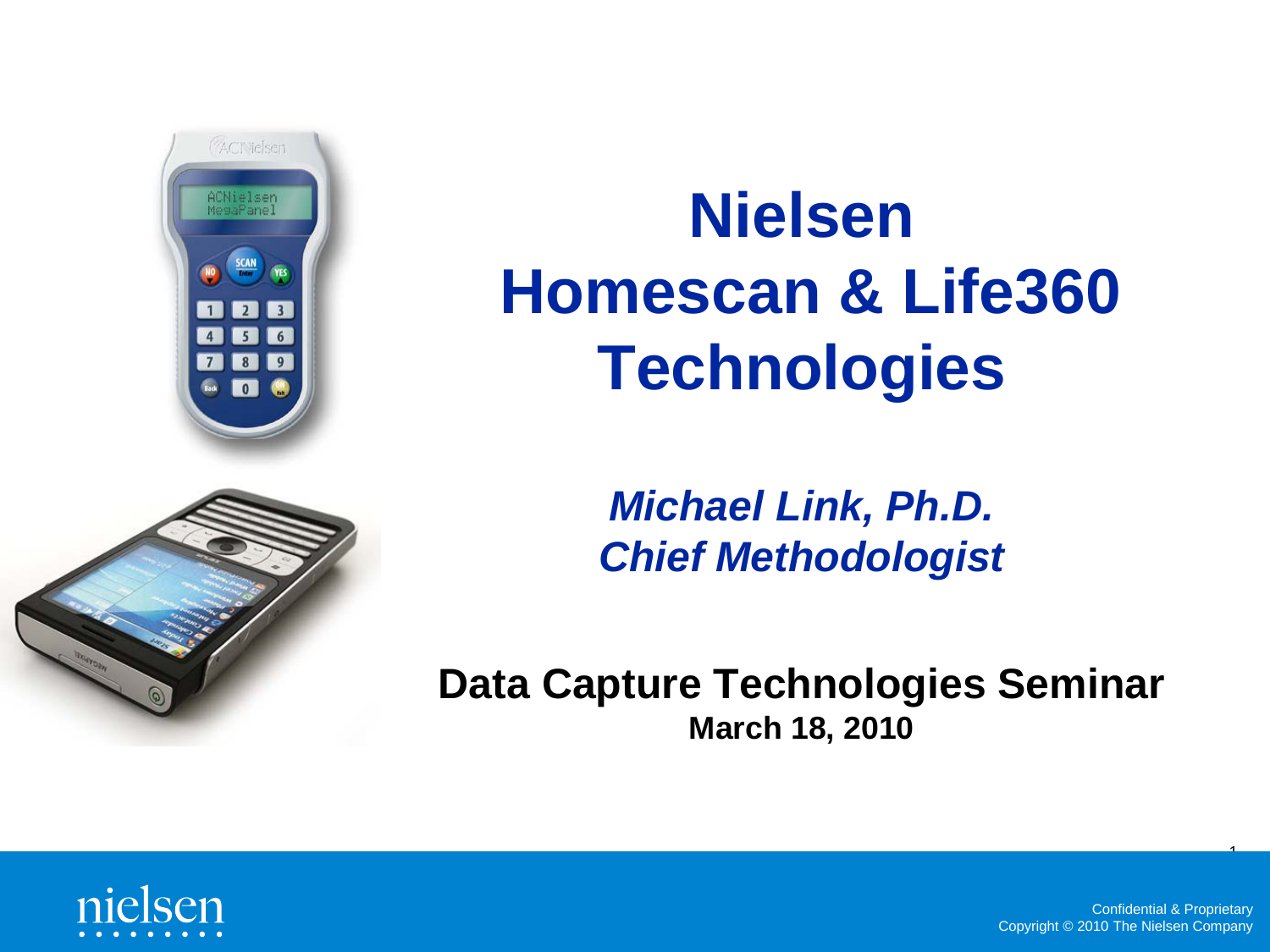# Nielsen Homescan & Life360 Technologies

*Michael Link, Ph.D.*
*Chief Methodologist*

**Data Capture Technologies Seminar**
**March 18, 2010**

Confidential & Proprietary
Copyright © 2010 The Nielsen Company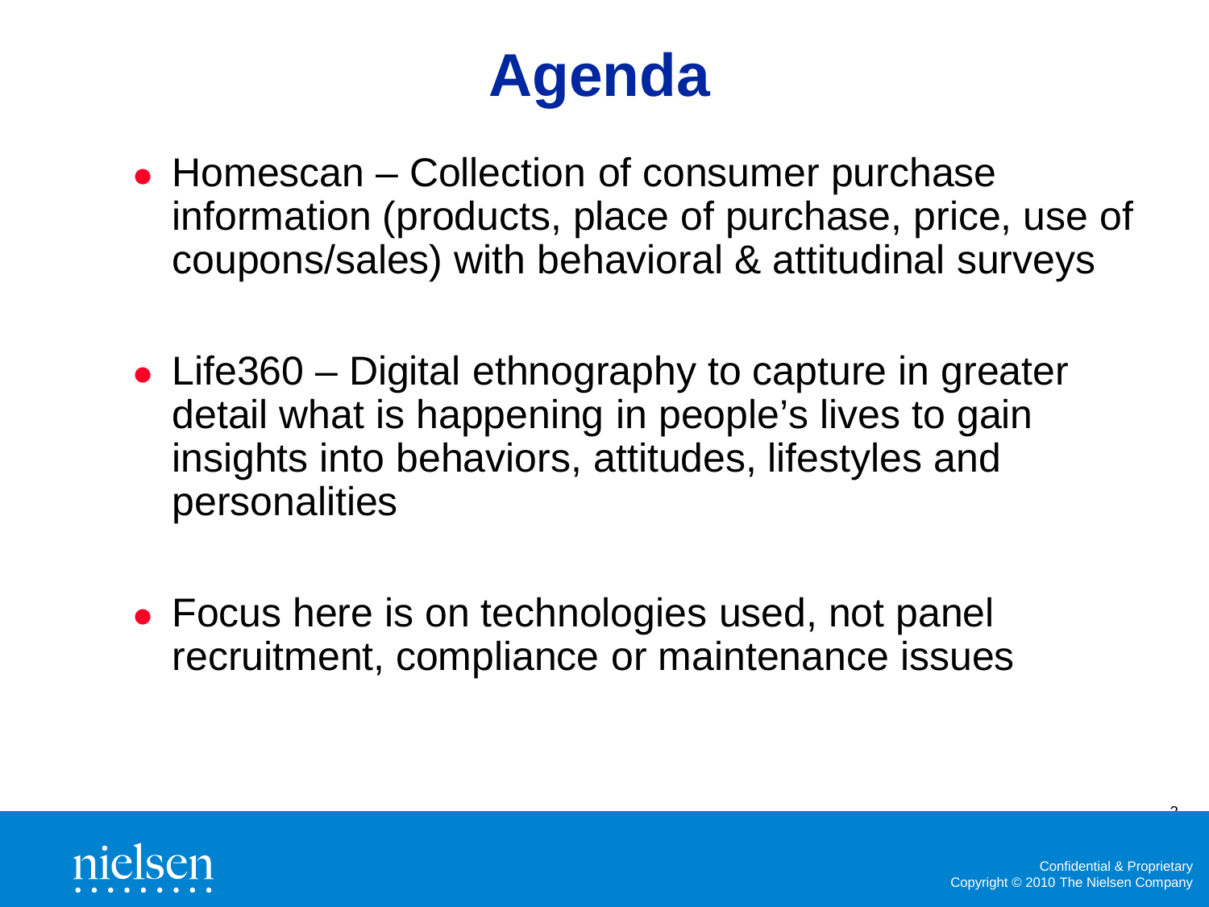# Agenda

- Homescan – Collection of consumer purchase information (products, place of purchase, price, use of coupons/sales) with behavioral & attitudinal surveys

- Life360 – Digital ethnography to capture in greater detail what is happening in people's lives to gain insights into behaviors, attitudes, lifestyles and personalities

- Focus here is on technologies used, not panel recruitment, compliance or maintenance issues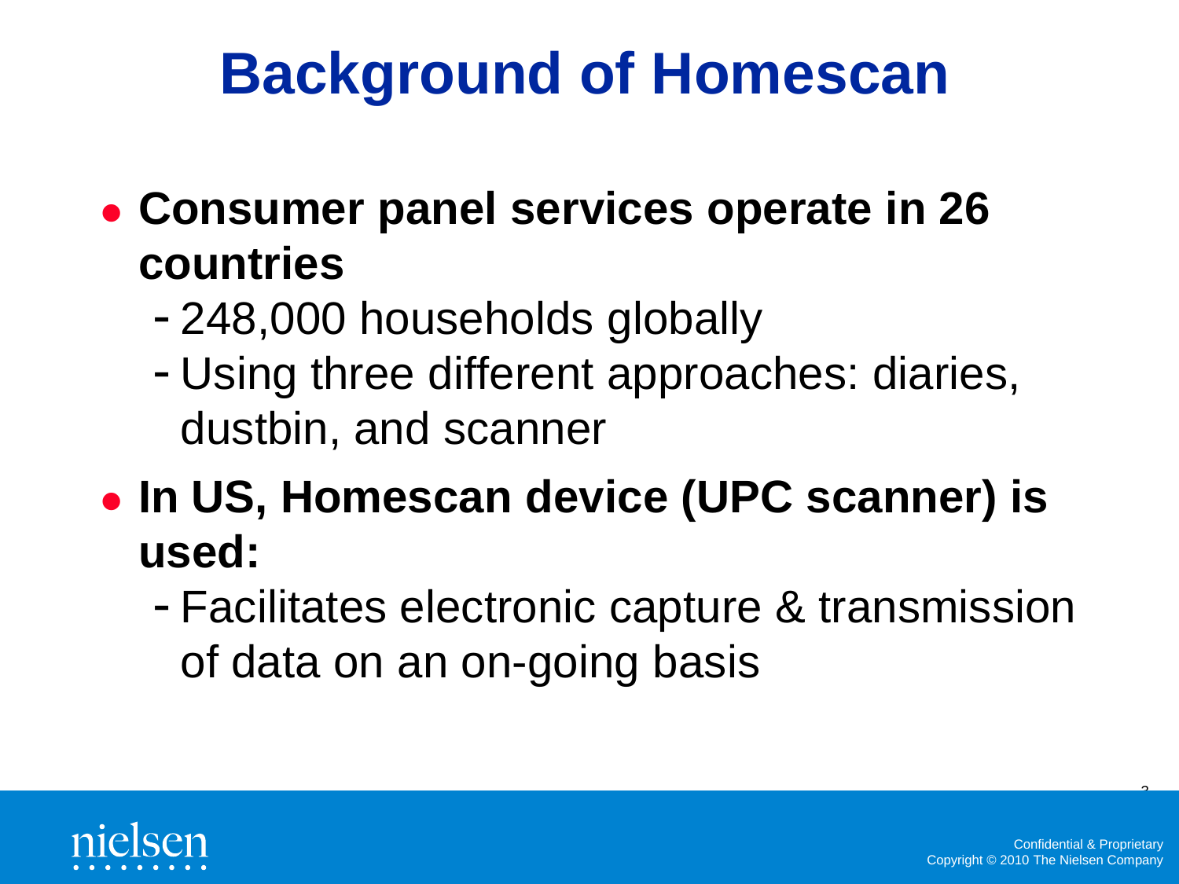# Background of Homescan

- **Consumer panel services operate in 26 countries**
  - 248,000 households globally
  - Using three different approaches: diaries, dustbin, and scanner
- **In US, Homescan device (UPC scanner) is used:**
  - Facilitates electronic capture & transmission of data on an on-going basis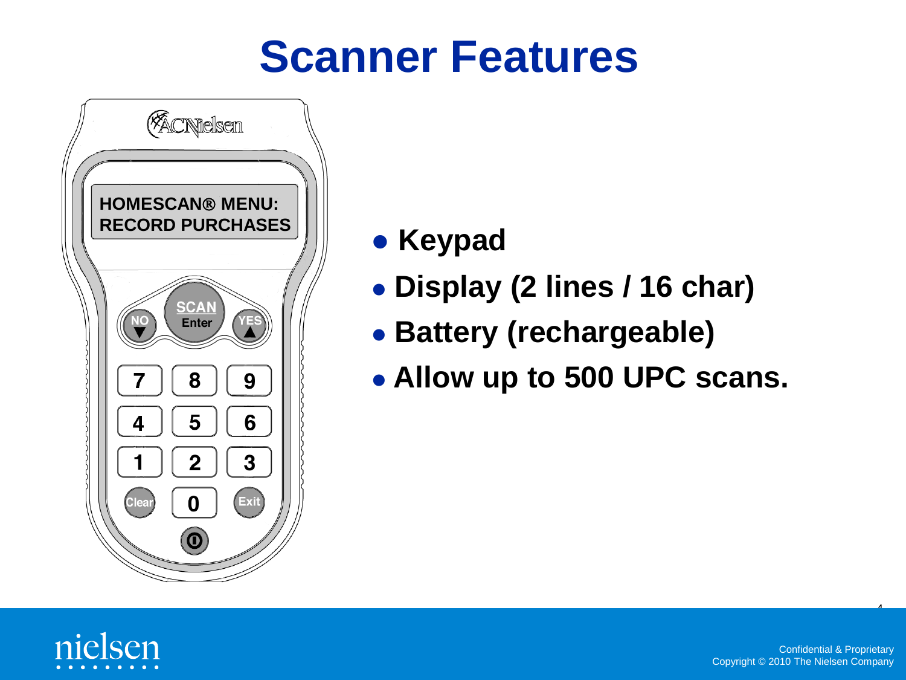# Scanner Features

- Keypad
- Display (2 lines / 16 char)
- Battery (rechargeable)
- Allow up to 500 UPC scans.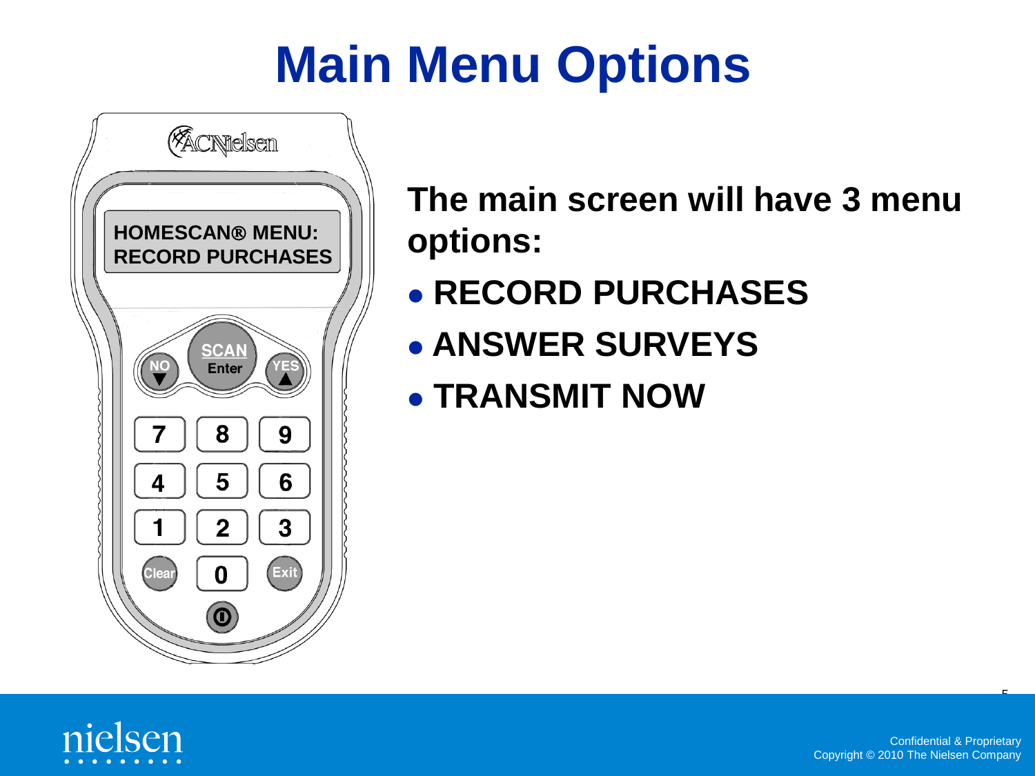# Main Menu Options

**The main screen will have 3 menu options:**

- **RECORD PURCHASES**
- **ANSWER SURVEYS**
- **TRANSMIT NOW**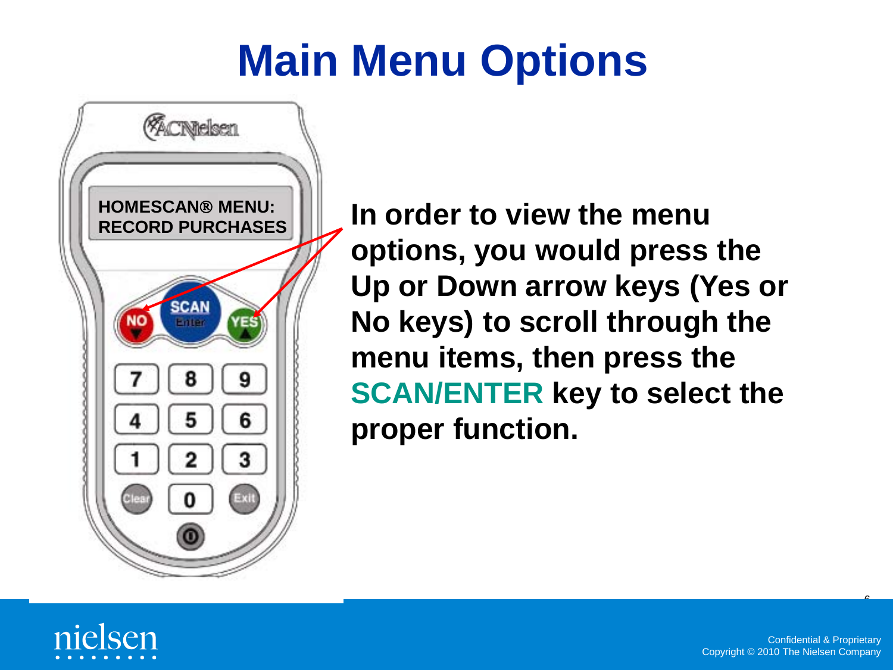# Main Menu Options

HOMESCAN® MENU:
RECORD PURCHASES

**In order to view the menu options, you would press the Up or Down arrow keys (Yes or No keys) to scroll through the menu items, then press the SCAN/ENTER key to select the proper function.**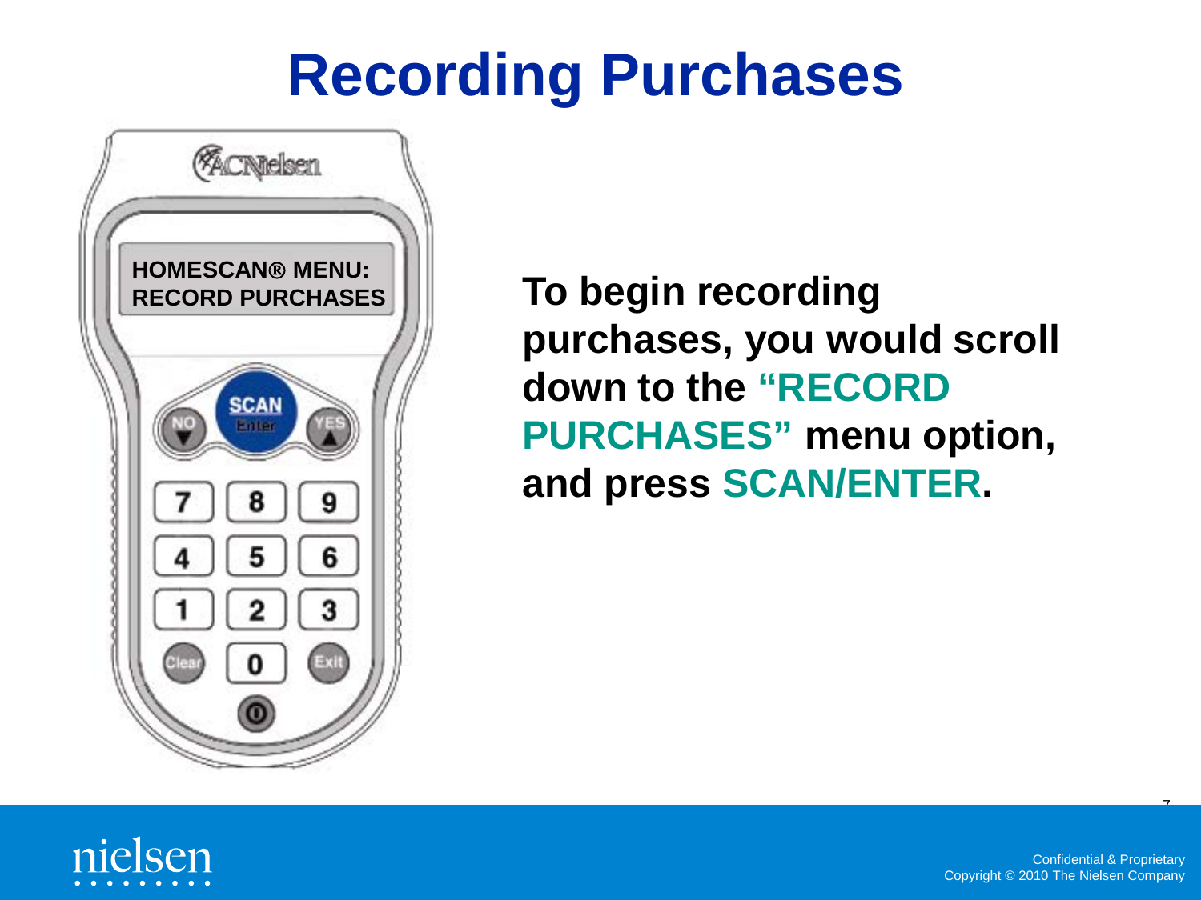# Recording Purchases

HOMESCAN® MENU:
RECORD PURCHASES

**To begin recording purchases, you would scroll down to the "RECORD PURCHASES" menu option, and press SCAN/ENTER.**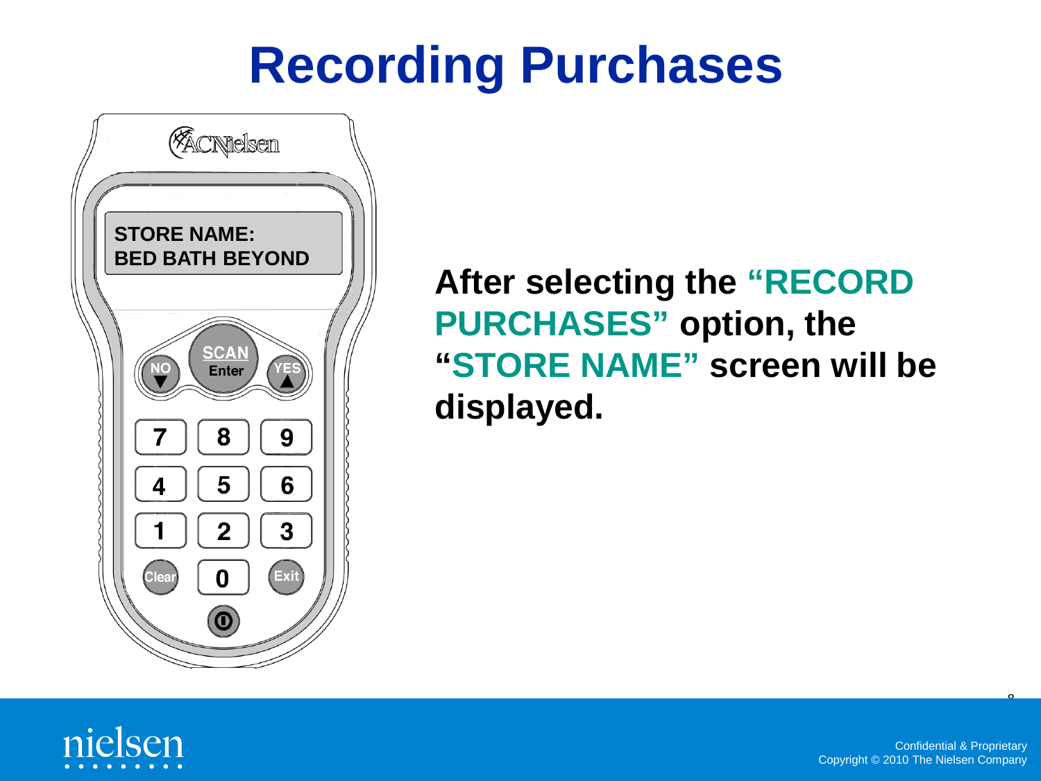# Recording Purchases

STORE NAME:
BED BATH BEYOND

**After selecting the "RECORD PURCHASES" option, the "STORE NAME" screen will be displayed.**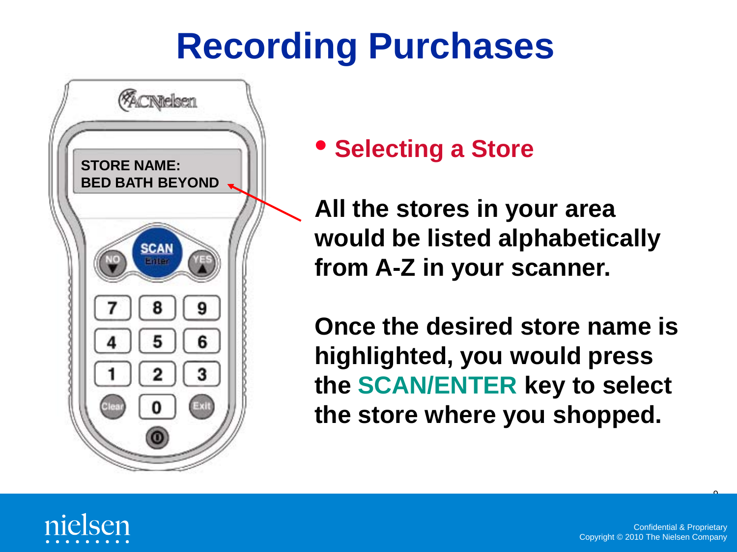# Recording Purchases

STORE NAME:
BED BATH BEYOND

- **Selecting a Store**

**All the stores in your area would be listed alphabetically from A-Z in your scanner.**

**Once the desired store name is highlighted, you would press the SCAN/ENTER key to select the store where you shopped.**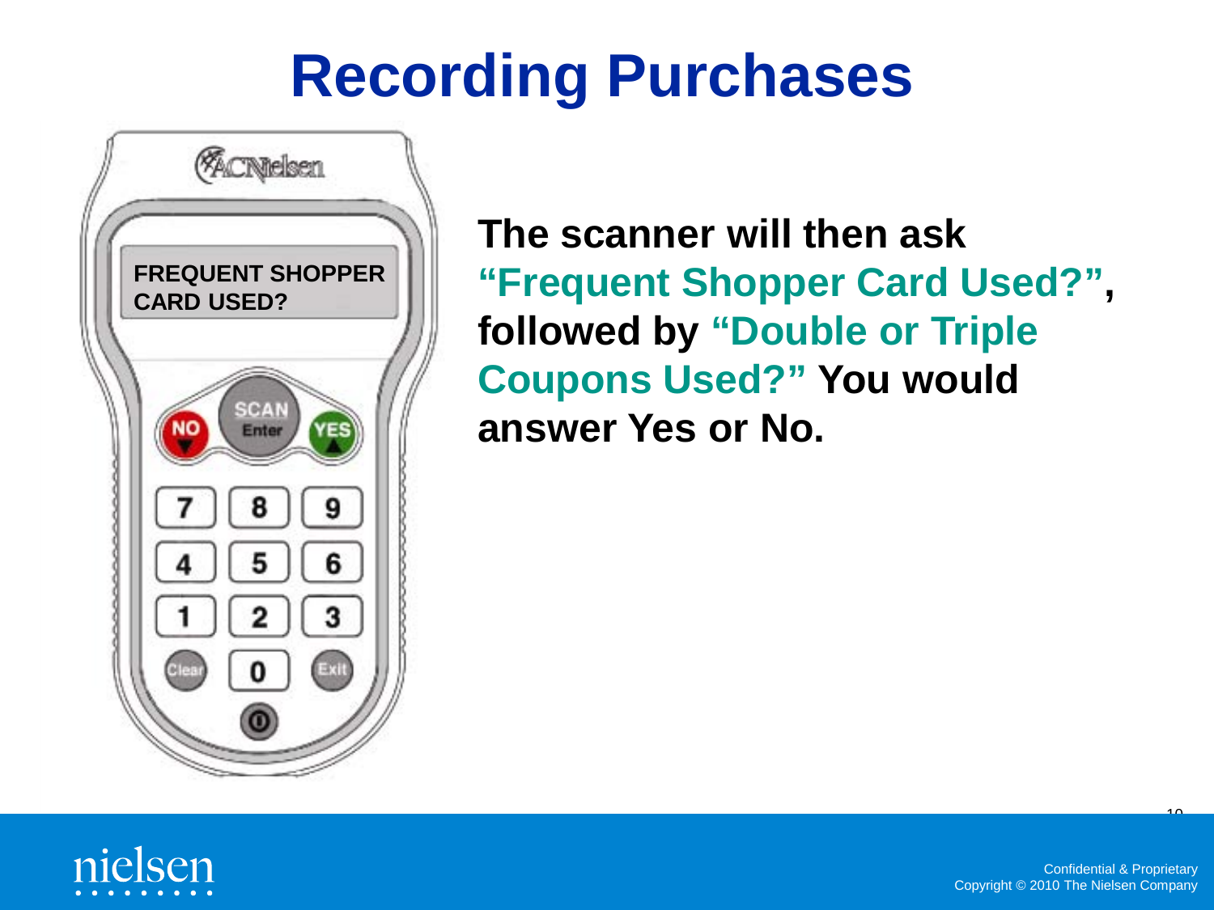# Recording Purchases

**The scanner will then ask "Frequent Shopper Card Used?", followed by "Double or Triple Coupons Used?" You would answer Yes or No.**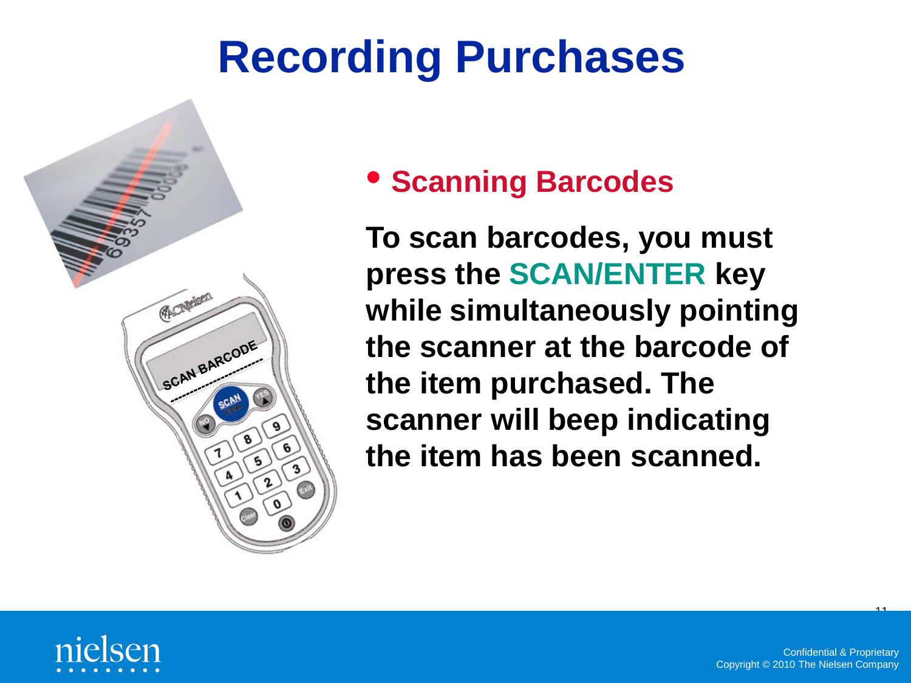# Recording Purchases

- **Scanning Barcodes**

**To scan barcodes, you must press the SCAN/ENTER key while simultaneously pointing the scanner at the barcode of the item purchased. The scanner will beep indicating the item has been scanned.**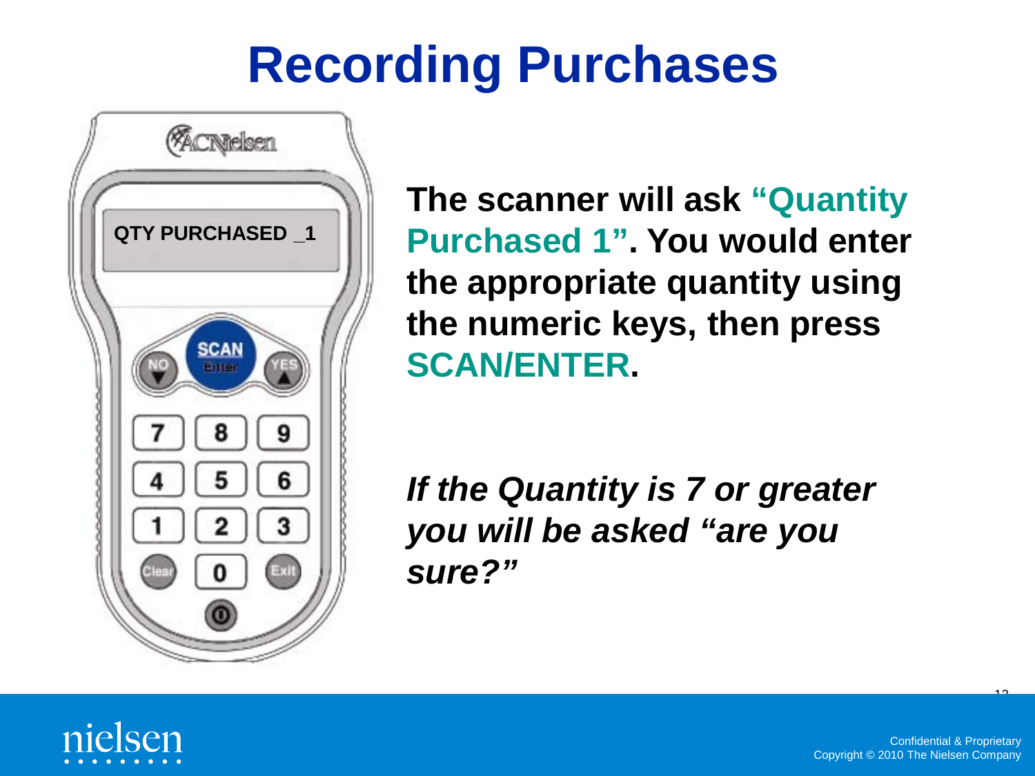# Recording Purchases

**The scanner will ask "Quantity Purchased 1". You would enter the appropriate quantity using the numeric keys, then press SCAN/ENTER.**

***If the Quantity is 7 or greater you will be asked "are you sure?"***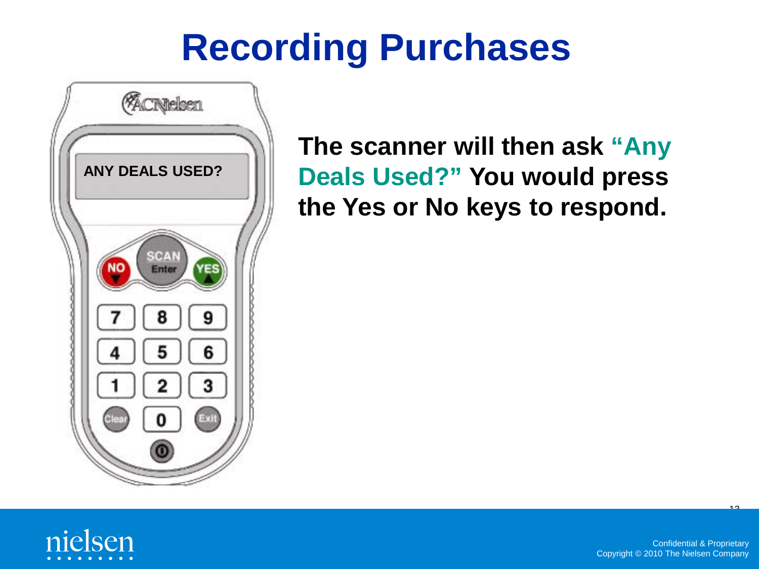# Recording Purchases

**The scanner will then ask "Any Deals Used?" You would press the Yes or No keys to respond.**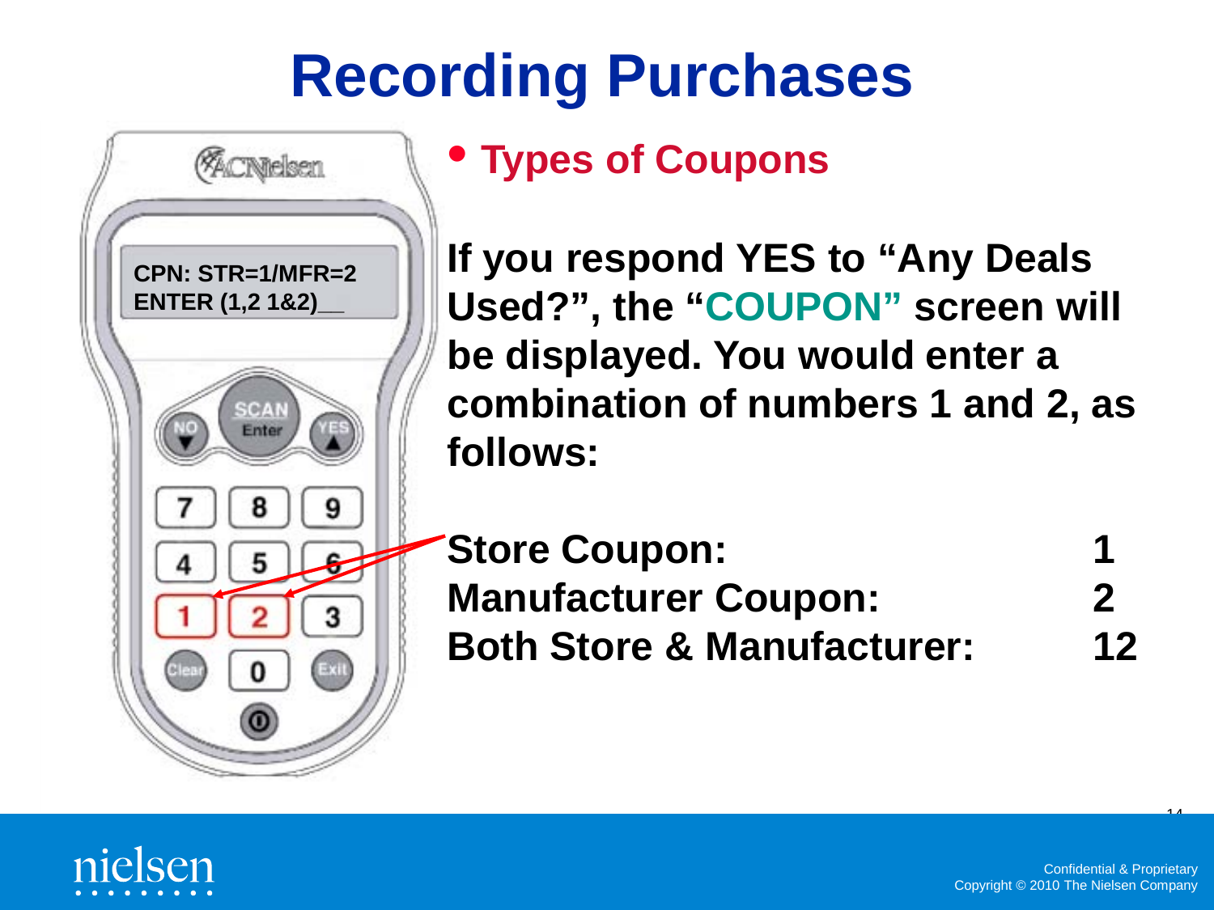# Recording Purchases

- **Types of Coupons**

**If you respond YES to "Any Deals Used?", the "COUPON" screen will be displayed. You would enter a combination of numbers 1 and 2, as follows:**

| | |
|---|---|
| **Store Coupon:** | **1** |
| **Manufacturer Coupon:** | **2** |
| **Both Store & Manufacturer:** | **12** |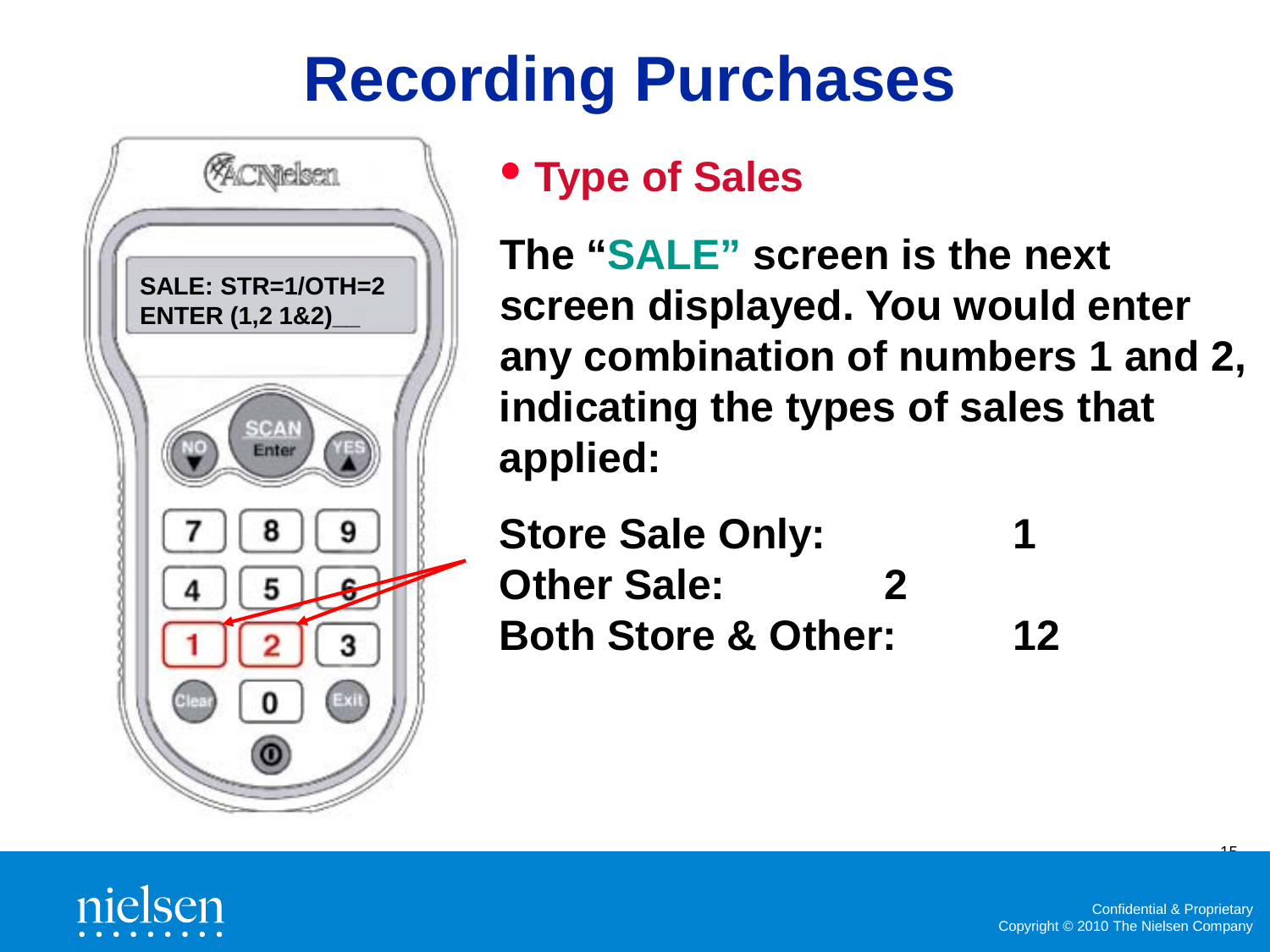# Recording Purchases

SALE: STR=1/OTH=2
ENTER (1,2 1&2)__

- **Type of Sales**

**The "SALE" screen is the next screen displayed. You would enter any combination of numbers 1 and 2, indicating the types of sales that applied:**

| | |
|---|---|
| **Store Sale Only:** | **1** |
| **Other Sale:** | **2** |
| **Both Store & Other:** | **12** |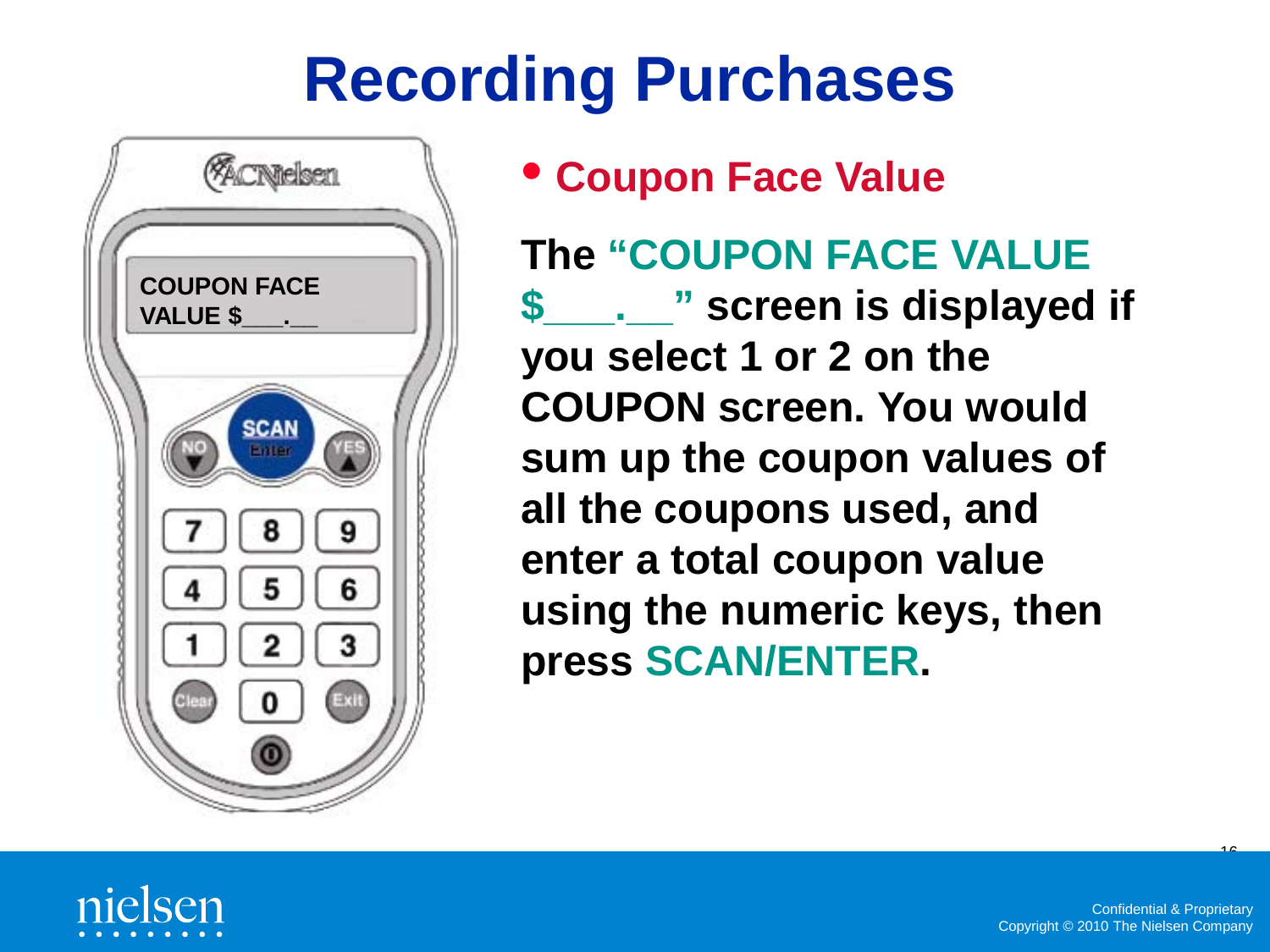# Recording Purchases

- **Coupon Face Value**

**The "COUPON FACE VALUE $___.__" screen is displayed if you select 1 or 2 on the COUPON screen. You would sum up the coupon values of all the coupons used, and enter a total coupon value using the numeric keys, then press SCAN/ENTER.**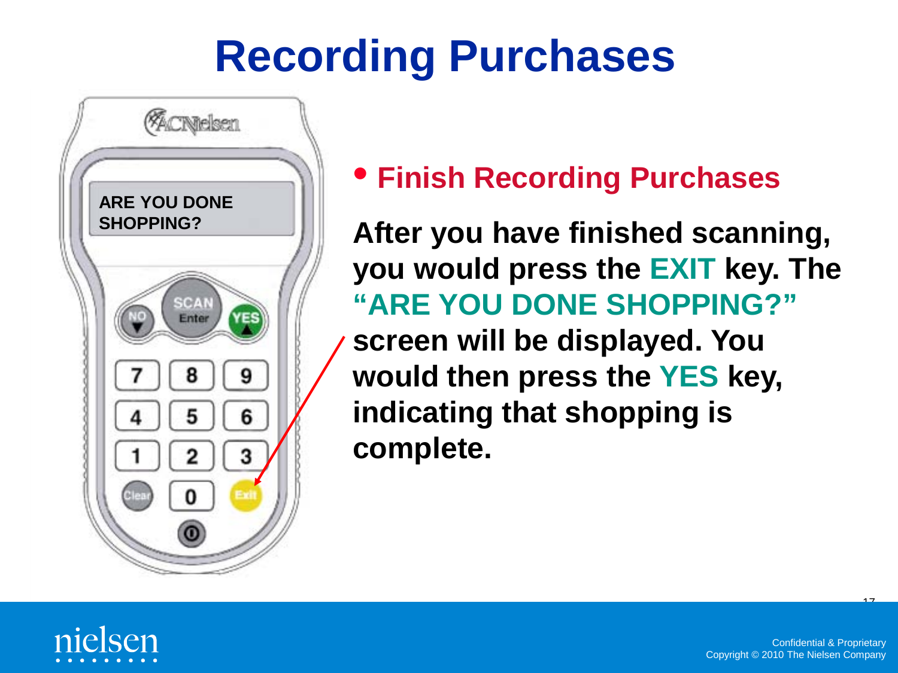# Recording Purchases

- **Finish Recording Purchases**

**After you have finished scanning, you would press the EXIT key. The "ARE YOU DONE SHOPPING?" screen will be displayed. You would then press the YES key, indicating that shopping is complete.**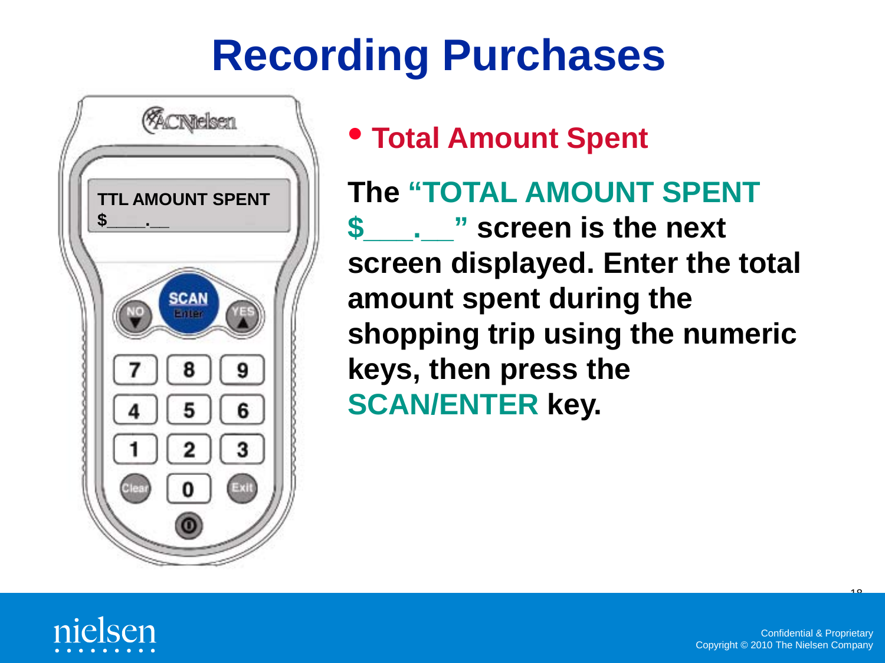# Recording Purchases

TTL AMOUNT SPENT
$____.__

- **Total Amount Spent**

**The "TOTAL AMOUNT SPENT $___.__" screen is the next screen displayed. Enter the total amount spent during the shopping trip using the numeric keys, then press the SCAN/ENTER key.**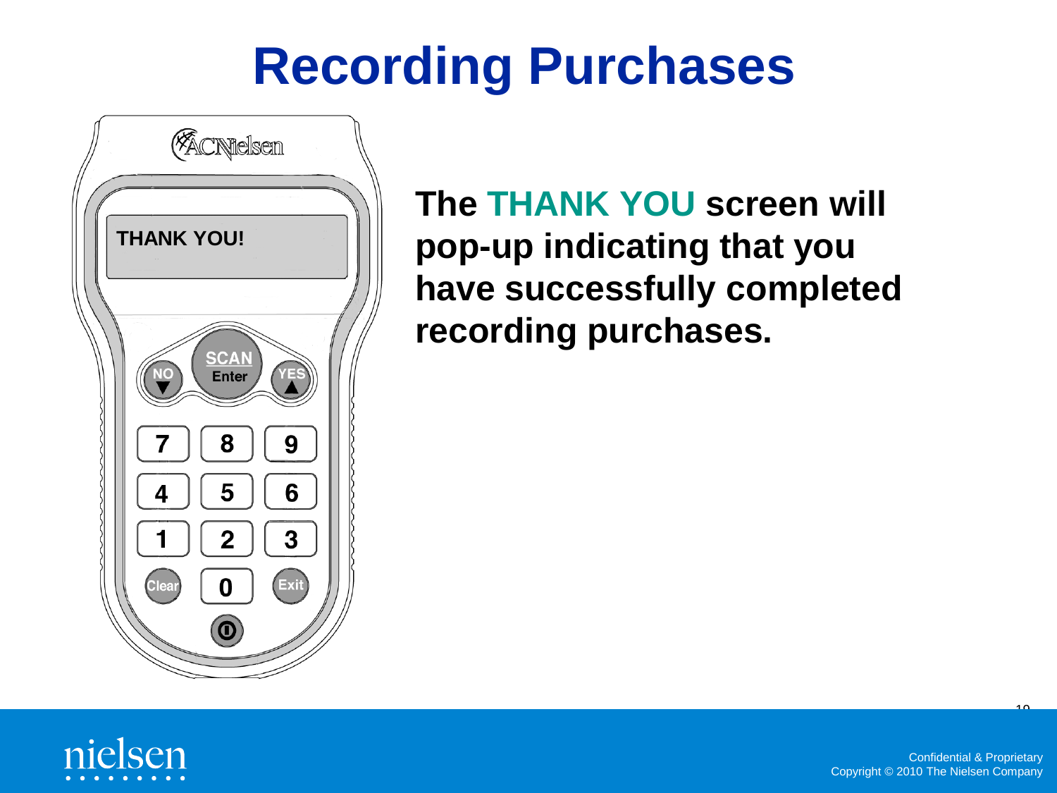# Recording Purchases

**The THANK YOU screen will pop-up indicating that you have successfully completed recording purchases.**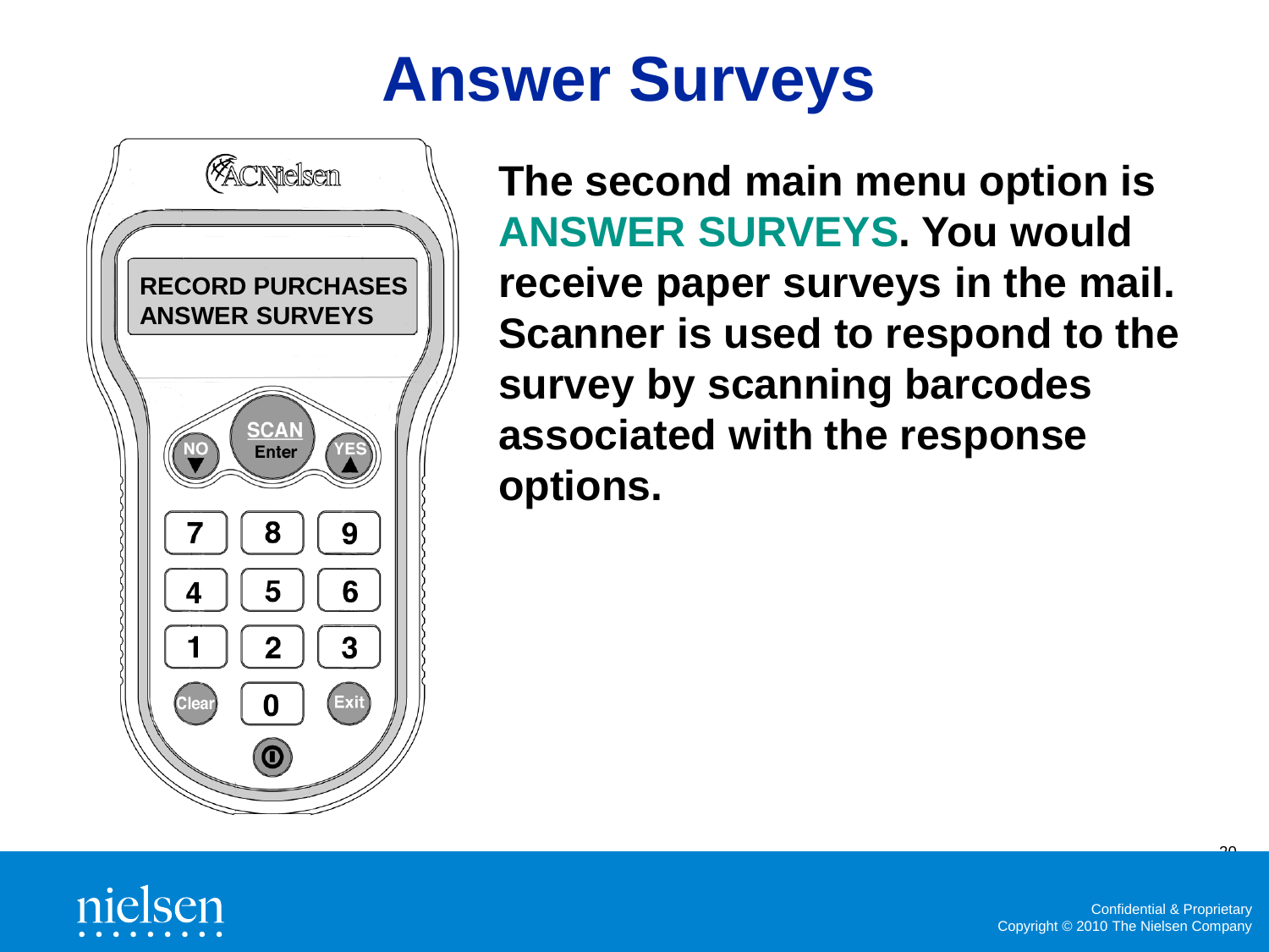# Answer Surveys

**The second main menu option is ANSWER SURVEYS. You would receive paper surveys in the mail. Scanner is used to respond to the survey by scanning barcodes associated with the response options.**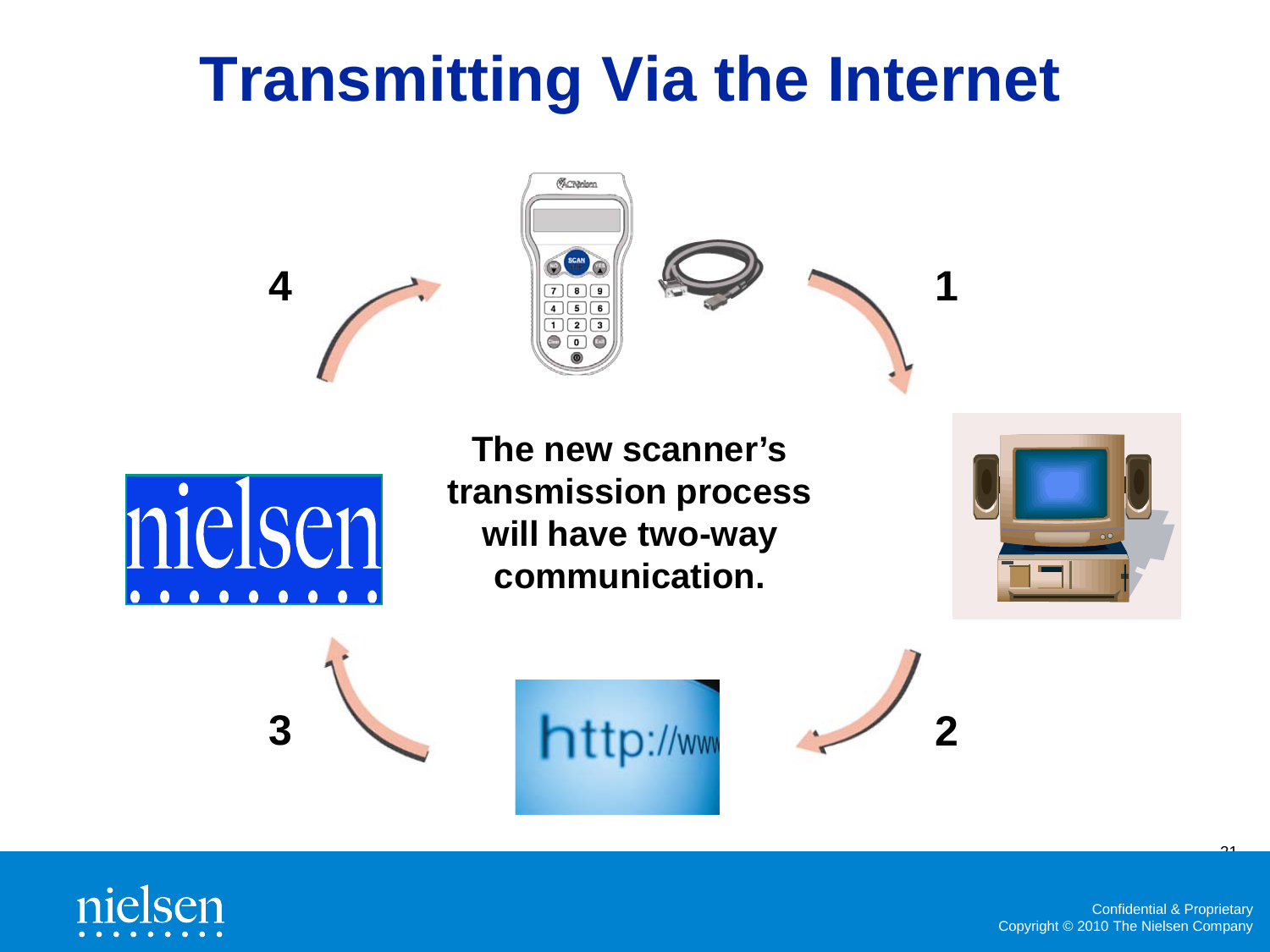# Transmitting Via the Internet

4

1

**The new scanner's transmission process will have two-way communication.**

3

2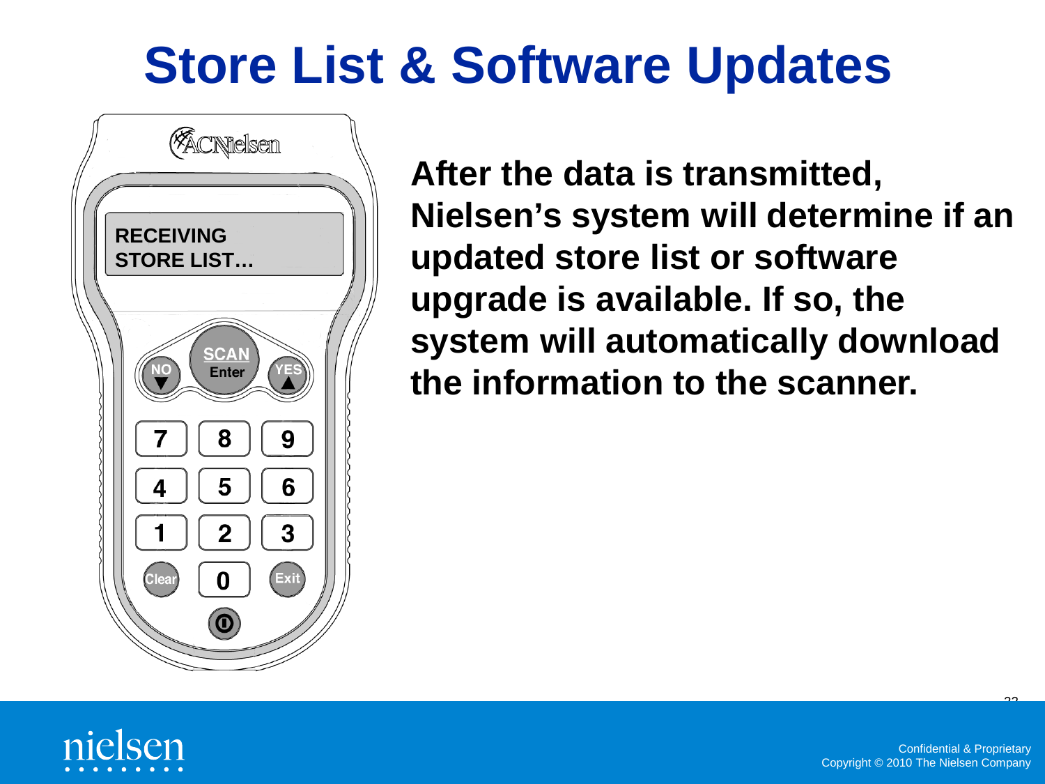# Store List & Software Updates

After the data is transmitted, Nielsen's system will determine if an updated store list or software upgrade is available. If so, the system will automatically download the information to the scanner.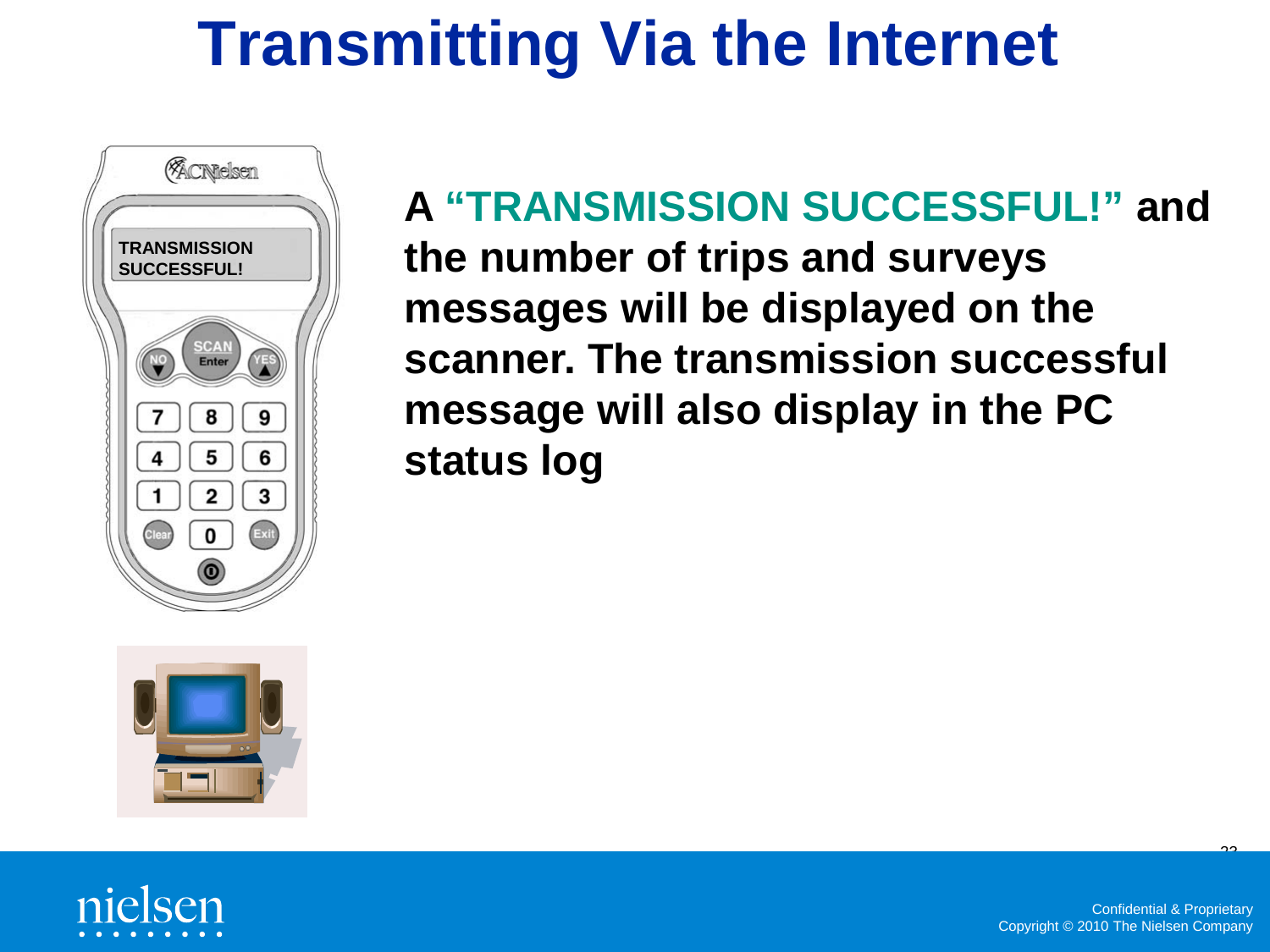# Transmitting Via the Internet

**A "TRANSMISSION SUCCESSFUL!" and the number of trips and surveys messages will be displayed on the scanner. The transmission successful message will also display in the PC status log**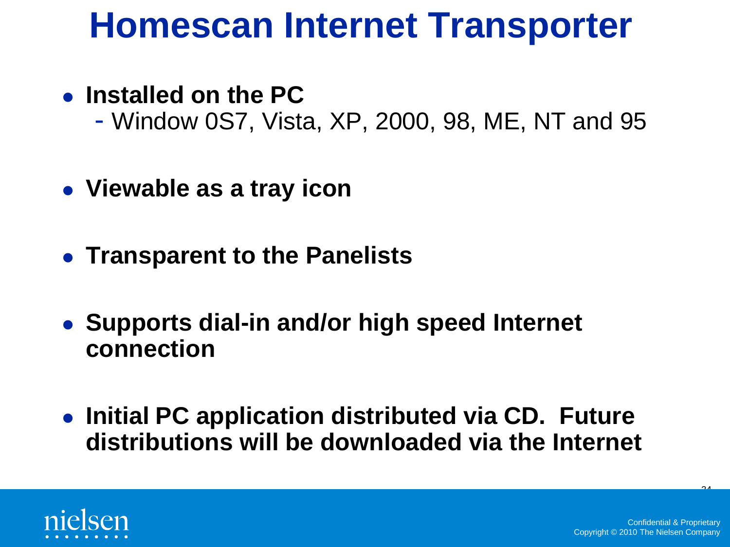# Homescan Internet Transporter

- **Installed on the PC**
  - Window 0S7, Vista, XP, 2000, 98, ME, NT and 95
- **Viewable as a tray icon**
- **Transparent to the Panelists**
- **Supports dial-in and/or high speed Internet connection**
- **Initial PC application distributed via CD. Future distributions will be downloaded via the Internet**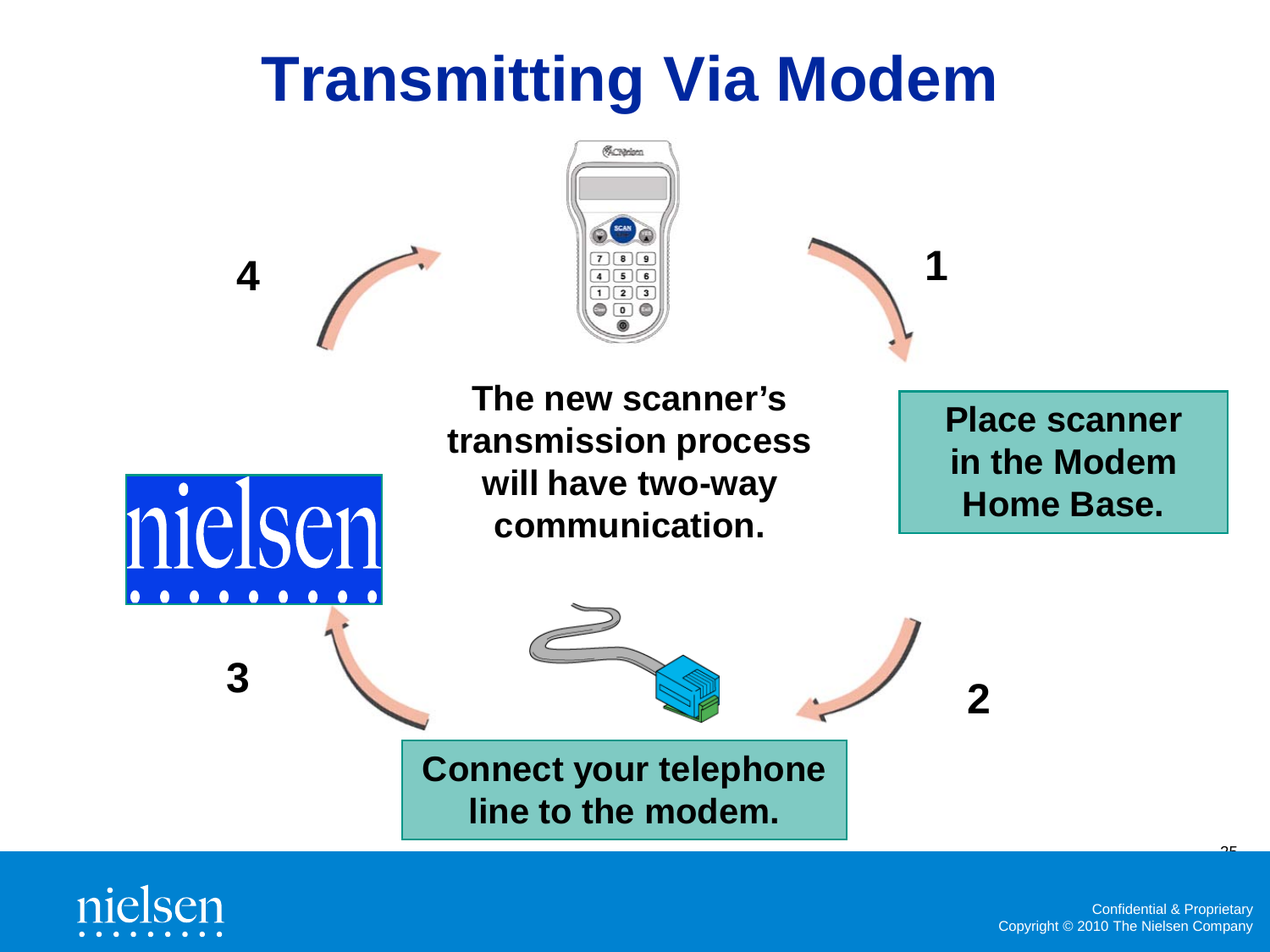# Transmitting Via Modem

The new scanner's transmission process will have two-way communication.

1. Place scanner in the Modem Home Base.
2. Connect your telephone line to the modem.
3. 
4.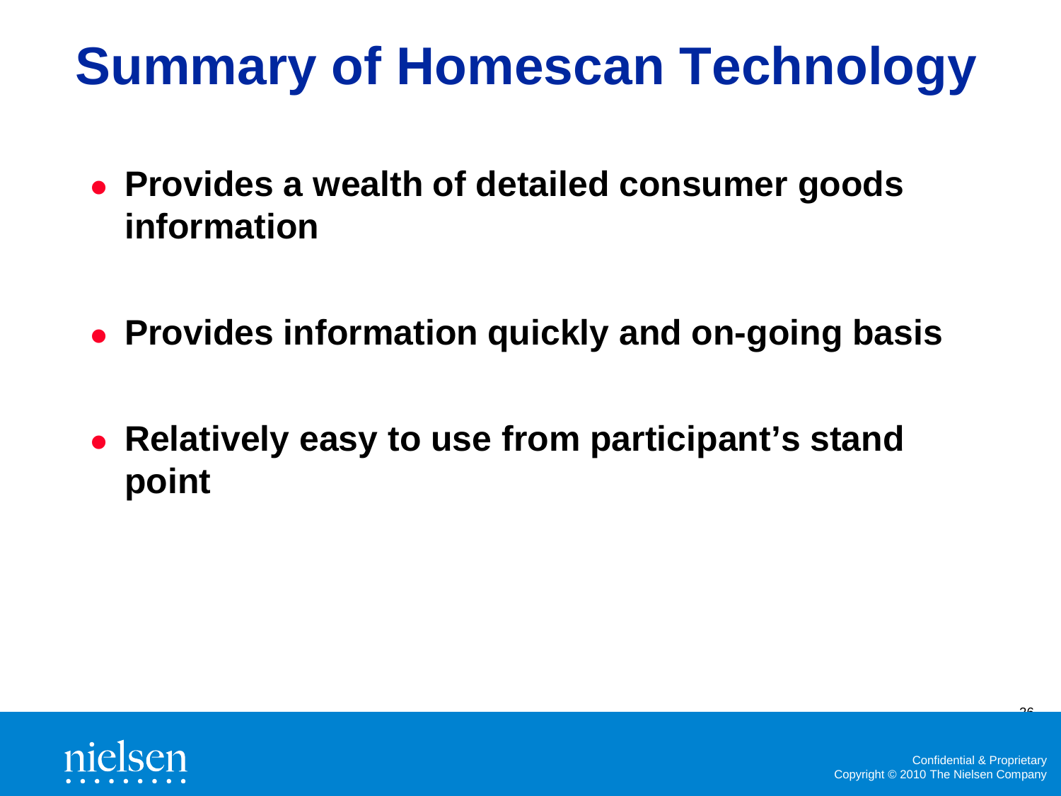# Summary of Homescan Technology

- **Provides a wealth of detailed consumer goods information**
- **Provides information quickly and on-going basis**
- **Relatively easy to use from participant's stand point**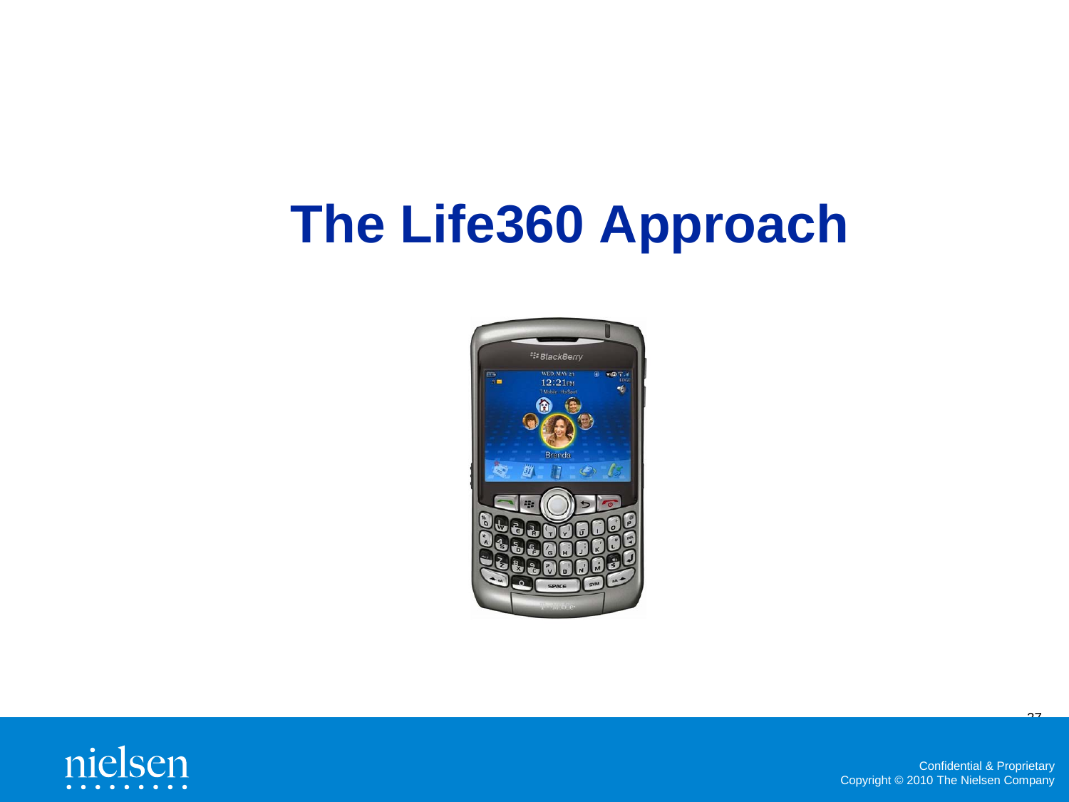# The Life360 Approach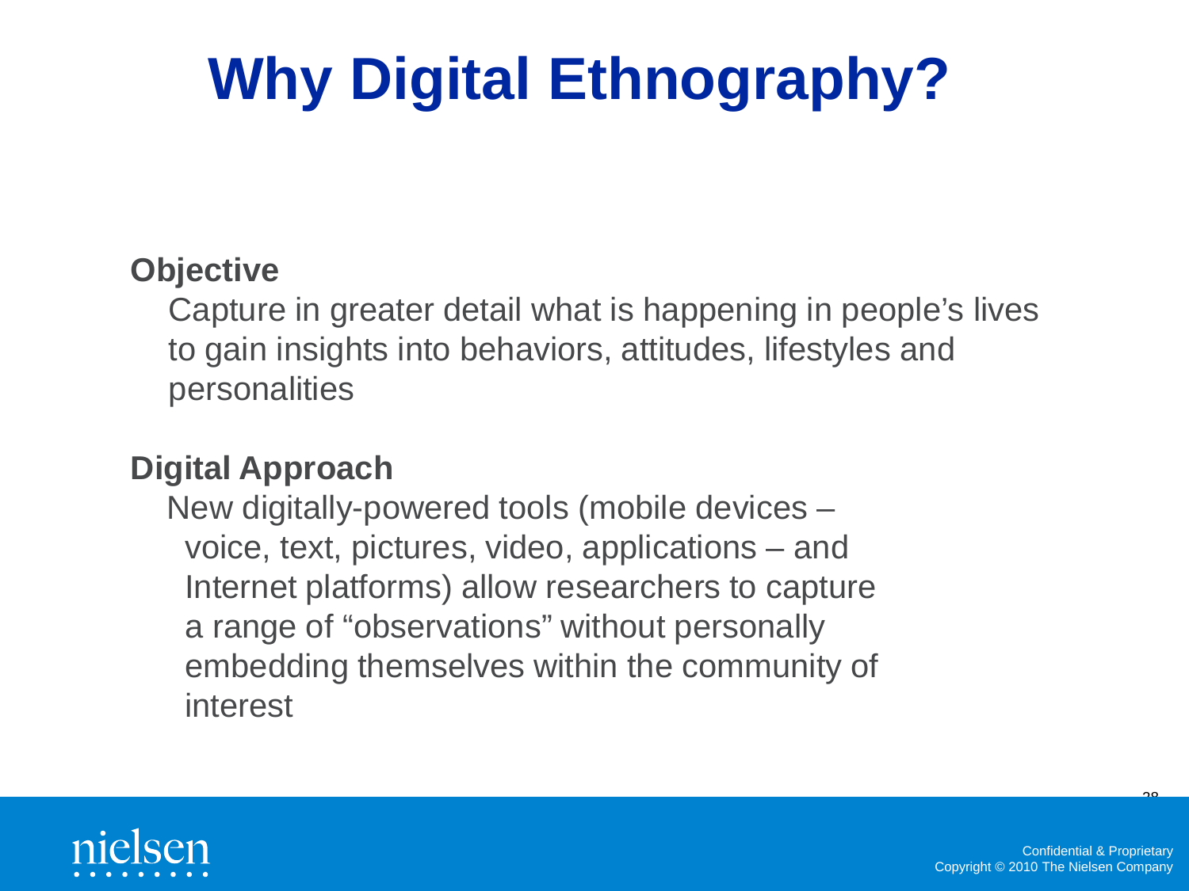# Why Digital Ethnography?

**Objective**

Capture in greater detail what is happening in people's lives to gain insights into behaviors, attitudes, lifestyles and personalities

**Digital Approach**

New digitally-powered tools (mobile devices – voice, text, pictures, video, applications – and Internet platforms) allow researchers to capture a range of "observations" without personally embedding themselves within the community of interest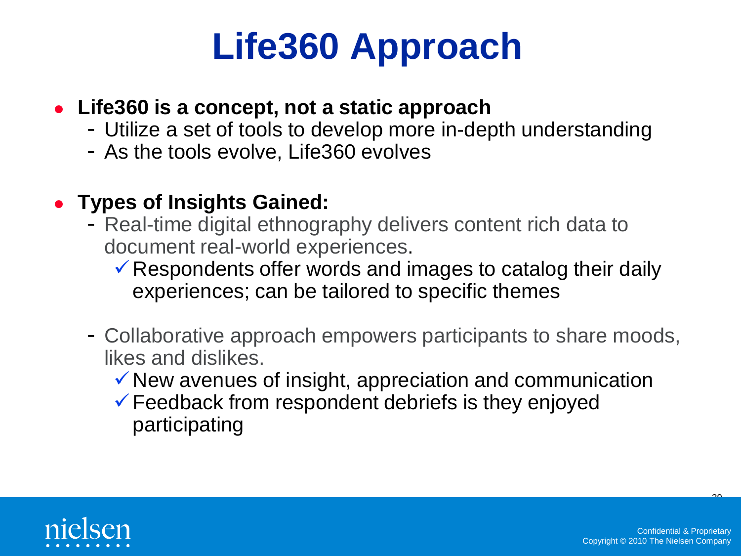# Life360 Approach

- **Life360 is a concept, not a static approach**
  - Utilize a set of tools to develop more in-depth understanding
  - As the tools evolve, Life360 evolves

- **Types of Insights Gained:**
  - Real-time digital ethnography delivers content rich data to document real-world experiences.
    - ✓ Respondents offer words and images to catalog their daily experiences; can be tailored to specific themes
  - Collaborative approach empowers participants to share moods, likes and dislikes.
    - ✓ New avenues of insight, appreciation and communication
    - ✓ Feedback from respondent debriefs is they enjoyed participating

Confidential & Proprietary
Copyright © 2010 The Nielsen Company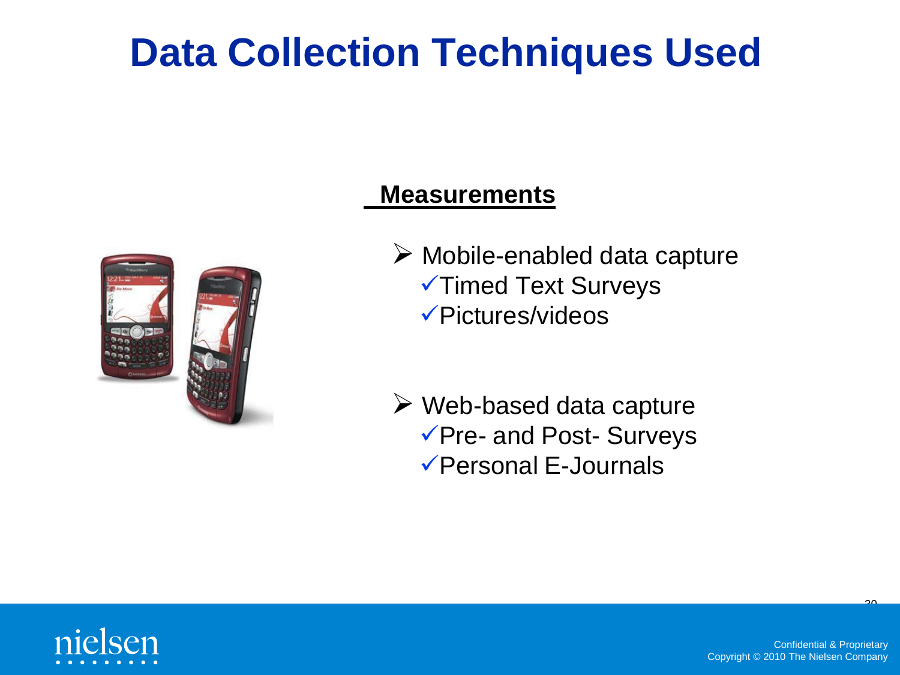# Data Collection Techniques Used

## Measurements

- Mobile-enabled data capture
  - ✓ Timed Text Surveys
  - ✓ Pictures/videos

- Web-based data capture
  - ✓ Pre- and Post- Surveys
  - ✓ Personal E-Journals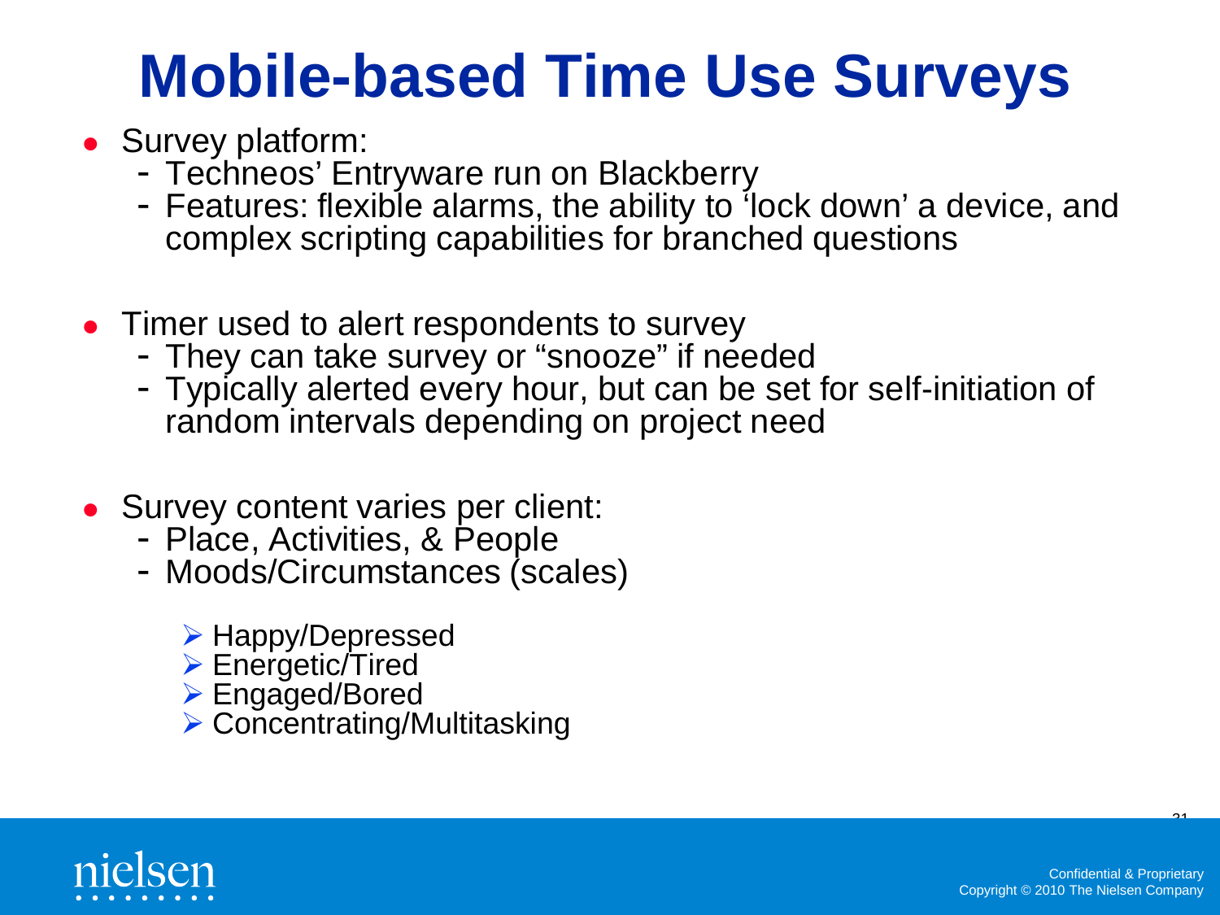# Mobile-based Time Use Surveys

- Survey platform:
  - Techneos' Entryware run on Blackberry
  - Features: flexible alarms, the ability to 'lock down' a device, and complex scripting capabilities for branched questions

- Timer used to alert respondents to survey
  - They can take survey or "snooze" if needed
  - Typically alerted every hour, but can be set for self-initiation of random intervals depending on project need

- Survey content varies per client:
  - Place, Activities, & People
  - Moods/Circumstances (scales)
    - Happy/Depressed
    - Energetic/Tired
    - Engaged/Bored
    - Concentrating/Multitasking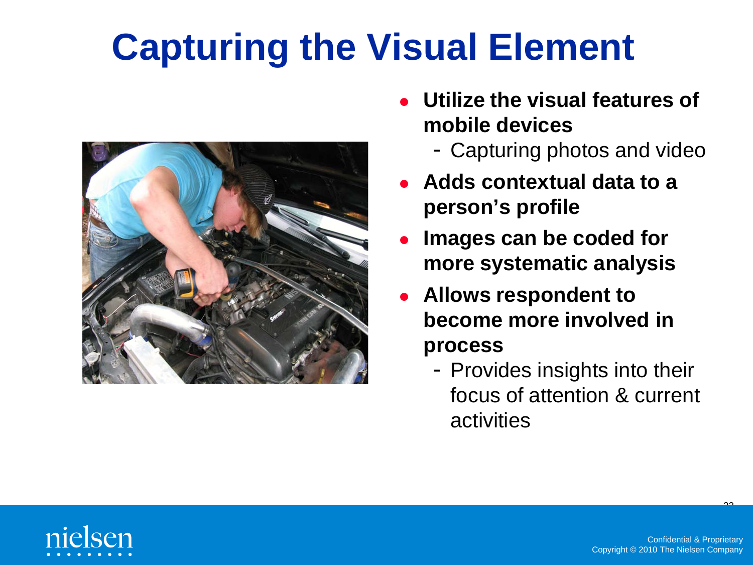# Capturing the Visual Element

- **Utilize the visual features of mobile devices**
  - Capturing photos and video
- **Adds contextual data to a person's profile**
- **Images can be coded for more systematic analysis**
- **Allows respondent to become more involved in process**
  - Provides insights into their focus of attention & current activities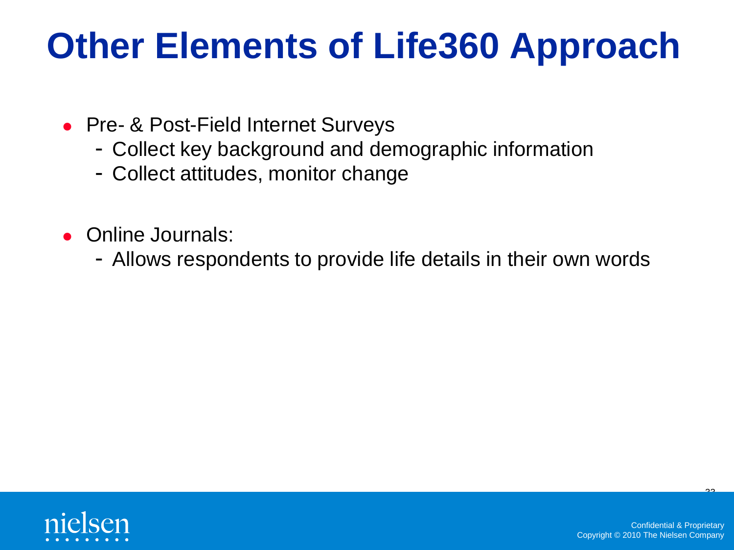# Other Elements of Life360 Approach

- Pre- & Post-Field Internet Surveys
  - Collect key background and demographic information
  - Collect attitudes, monitor change

- Online Journals:
  - Allows respondents to provide life details in their own words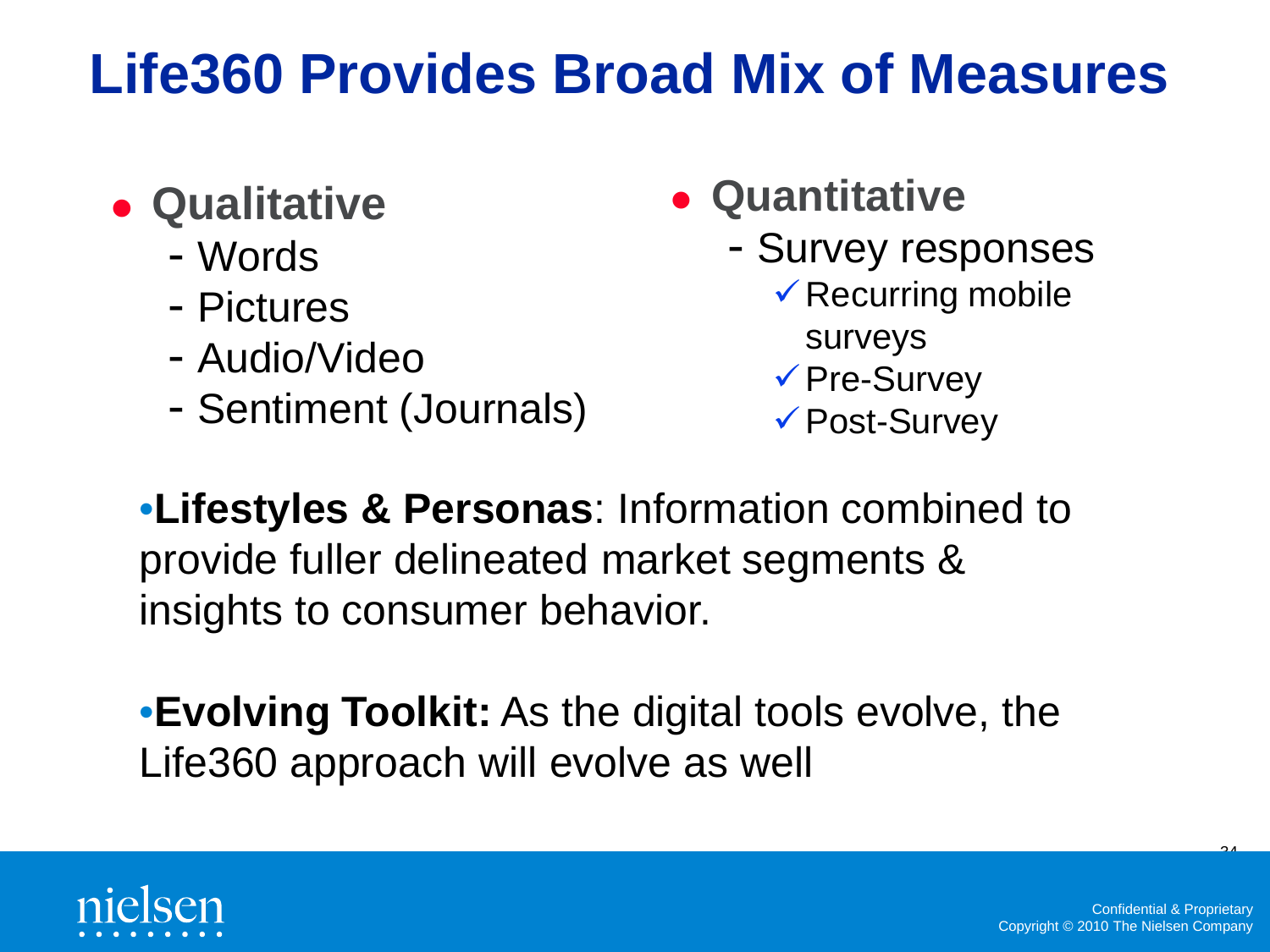# Life360 Provides Broad Mix of Measures

- **Qualitative**
  - Words
  - Pictures
  - Audio/Video
  - Sentiment (Journals)

- **Quantitative**
  - Survey responses
    - ✓ Recurring mobile surveys
    - ✓ Pre-Survey
    - ✓ Post-Survey

- **Lifestyles & Personas**: Information combined to provide fuller delineated market segments & insights to consumer behavior.

- **Evolving Toolkit:** As the digital tools evolve, the Life360 approach will evolve as well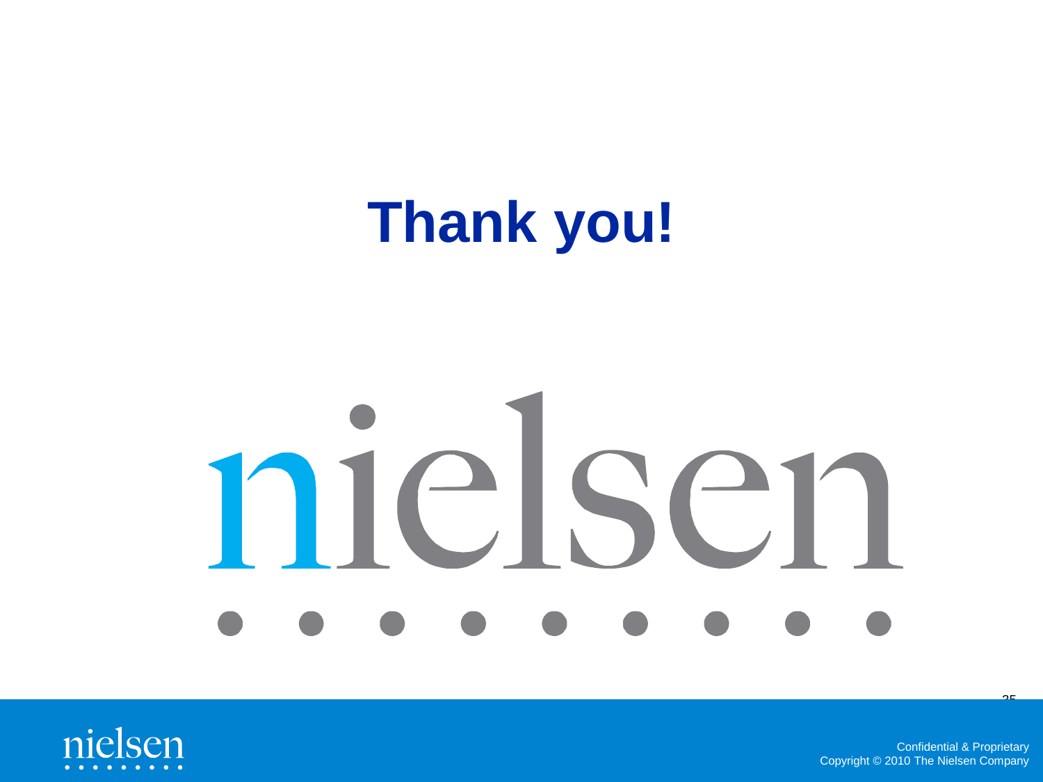# Thank you!

nielsen

Confidential & Proprietary
Copyright © 2010 The Nielsen Company